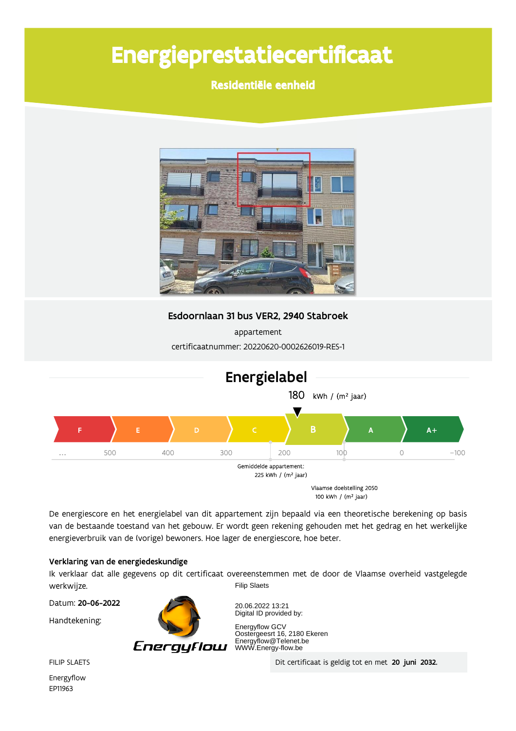# Energieprestatiecertificaat

## Residentiële eenheid

**Esdoornlaan 31 bus VER2, 2940 Stabroek**

appartement

certificaatnummer: 20220620-0002626019-RES-1

## Energielabel

180 kWh / (m² jaar)

| F | E | D | C | B | A | A+ |
|---|---|---|---|---|---|---|

... 500 400 300 200 100 0 −100

Gemiddelde appartement: 225 kWh / (m² jaar)

Vlaamse doelstelling 2050 100 kWh / (m² jaar)

De energiescore en het energielabel van dit appartement zijn bepaald via een theoretische berekening op basis van de bestaande toestand van het gebouw. Er wordt geen rekening gehouden met het gedrag en het werkelijke energieverbruik van de (vorige) bewoners. Hoe lager de energiescore, hoe beter.

**Verklaring van de energiedeskundige**

Ik verklaar dat alle gegevens op dit certificaat overeenstemmen met de door de Vlaamse overheid vastgelegde werkwijze.

Datum: **20-06-2022**

Handtekening:

Filip Slaets

20.06.2022 13:21
Digital ID provided by:

Energyflow GCV
Oostergeesrt 16, 2180 Ekeren
Energyflow@Telenet.be
WWW.Energy-flow.be

Energyflow

FILIP SLAETS

Energyflow
EP11963

Dit certificaat is geldig tot en met **20 juni 2032.**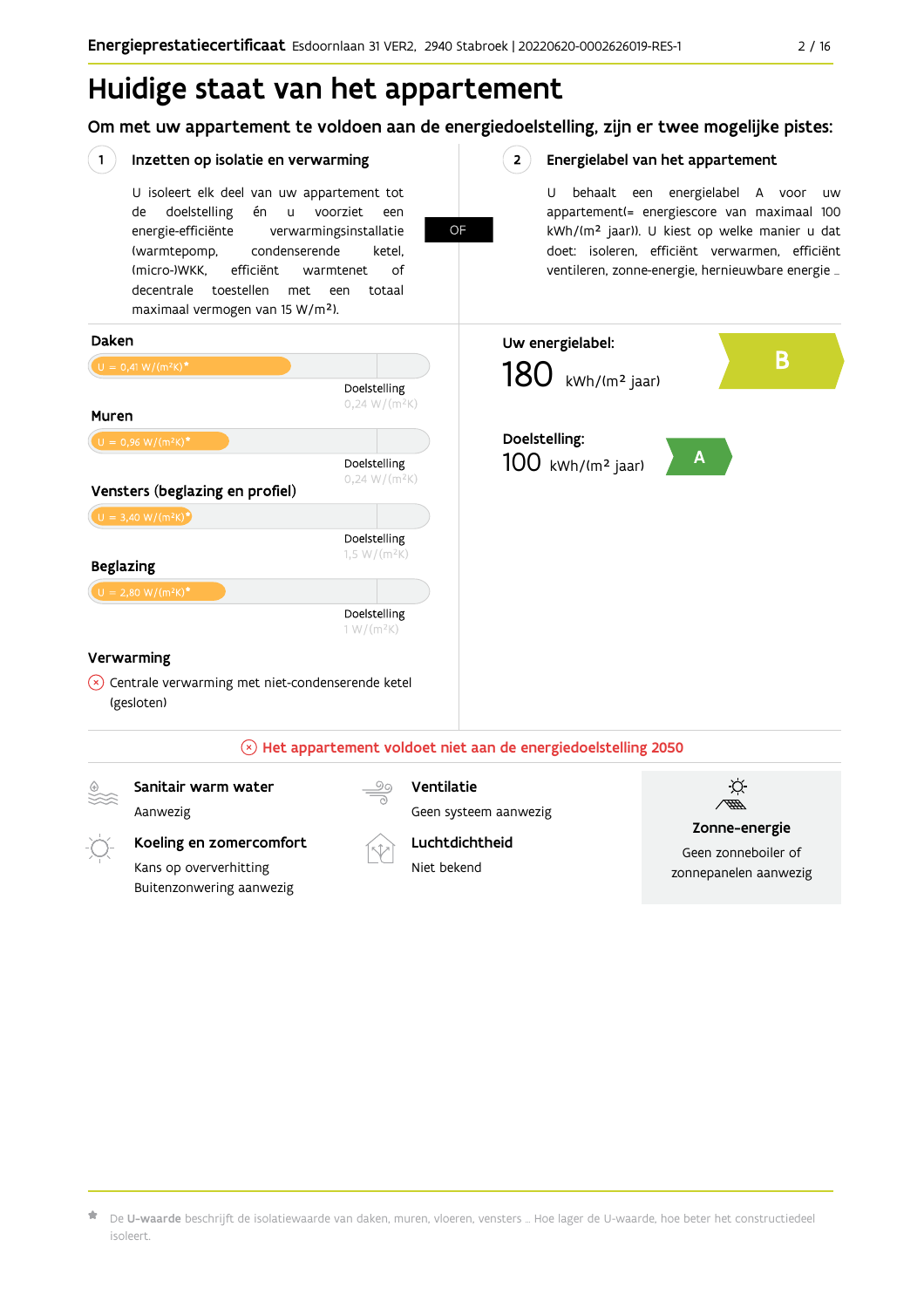# Huidige staat van het appartement

## Om met uw appartement te voldoen aan de energiedoelstelling, zijn er twee mogelijke pistes:

### 1 Inzetten op isolatie en verwarming

U isoleert elk deel van uw appartement tot de doelstelling én u voorziet een energie-efficiënte verwarmingsinstallatie (warmtepomp, condenserende ketel, (micro-)WKK, efficiënt warmtenet of decentrale toestellen met een totaal maximaal vermogen van 15 W/m²).

**OF**

### 2 Energielabel van het appartement

U behaalt een energielabel A voor uw appartement(= energiescore van maximaal 100 kWh/(m² jaar)). U kiest op welke manier u dat doet: isoleren, efficiënt verwarmen, efficiënt ventileren, zonne-energie, hernieuwbare energie ...

**Daken**

U = 0,41 W/(m²K)*

Doelstelling 0,24 W/(m²K)

**Muren**

U = 0,96 W/(m²K)*

Doelstelling 0,24 W/(m²K)

**Vensters (beglazing en profiel)**

U = 3,40 W/(m²K)*

Doelstelling 1,5 W/(m²K)

**Beglazing**

U = 2,80 W/(m²K)*

Doelstelling 1 W/(m²K)

**Verwarming**

Centrale verwarming met niet-condenserende ketel (gesloten)

**Uw energielabel:**

180 kWh/(m² jaar) — **B**

**Doelstelling:**

100 kWh/(m² jaar) — **A**

**Het appartement voldoet niet aan de energiedoelstelling 2050**

**Sanitair warm water**

Aanwezig

**Koeling en zomercomfort**

Kans op oververhitting

Buitenzonwering aanwezig

**Ventilatie**

Geen systeem aanwezig

**Luchtdichtheid**

Niet bekend

**Zonne-energie**

Geen zonneboiler of zonnepanelen aanwezig

* De **U-waarde** beschrijft de isolatiewaarde van daken, muren, vloeren, vensters ... Hoe lager de U-waarde, hoe beter het constructiedeel isoleert.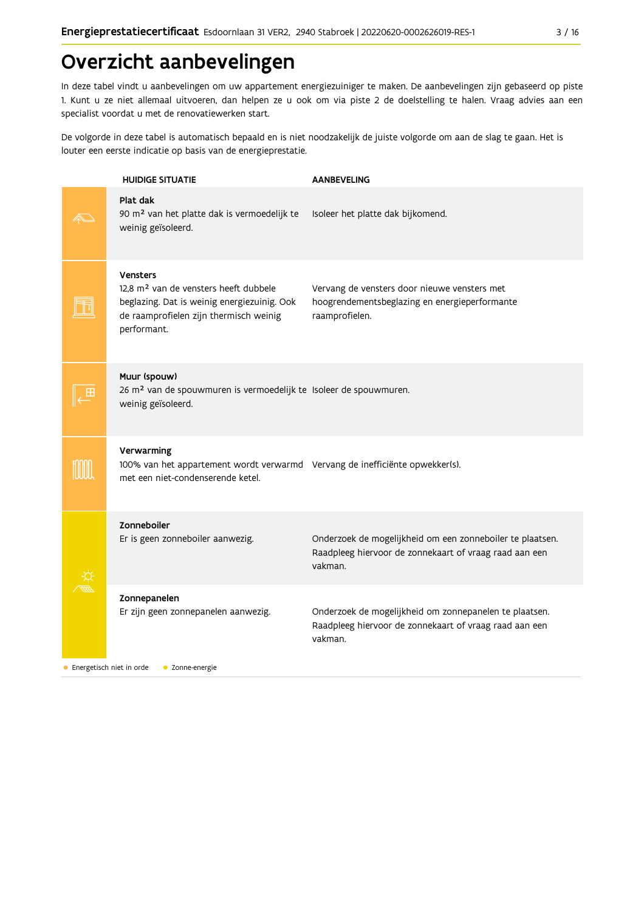# Overzicht aanbevelingen

In deze tabel vindt u aanbevelingen om uw appartement energiezuiniger te maken. De aanbevelingen zijn gebaseerd op piste 1. Kunt u ze niet allemaal uitvoeren, dan helpen ze u ook om via piste 2 de doelstelling te halen. Vraag advies aan een specialist voordat u met de renovatiewerken start.

De volgorde in deze tabel is automatisch bepaald en is niet noodzakelijk de juiste volgorde om aan de slag te gaan. Het is louter een eerste indicatie op basis van de energieprestatie.

| HUIDIGE SITUATIE | AANBEVELING |
| --- | --- |
| **Plat dak**<br>90 m² van het platte dak is vermoedelijk te weinig geïsoleerd. | Isoleer het platte dak bijkomend. |
| **Vensters**<br>12,8 m² van de vensters heeft dubbele beglazing. Dat is weinig energiezuinig. Ook de raamprofielen zijn thermisch weinig performant. | Vervang de vensters door nieuwe vensters met hoogrendementsbeglazing en energieperformante raamprofielen. |
| **Muur (spouw)**<br>26 m² van de spouwmuren is vermoedelijk te weinig geïsoleerd. | Isoleer de spouwmuren. |
| **Verwarming**<br>100% van het appartement wordt verwarmd met een niet-condenserende ketel. | Vervang de inefficiënte opwekker(s). |
| **Zonneboiler**<br>Er is geen zonneboiler aanwezig. | Onderzoek de mogelijkheid om een zonneboiler te plaatsen. Raadpleeg hiervoor de zonnekaart of vraag raad aan een vakman. |
| **Zonnepanelen**<br>Er zijn geen zonnepanelen aanwezig. | Onderzoek de mogelijkheid om zonnepanelen te plaatsen. Raadpleeg hiervoor de zonnekaart of vraag raad aan een vakman. |

● Energetisch niet in orde ● Zonne-energie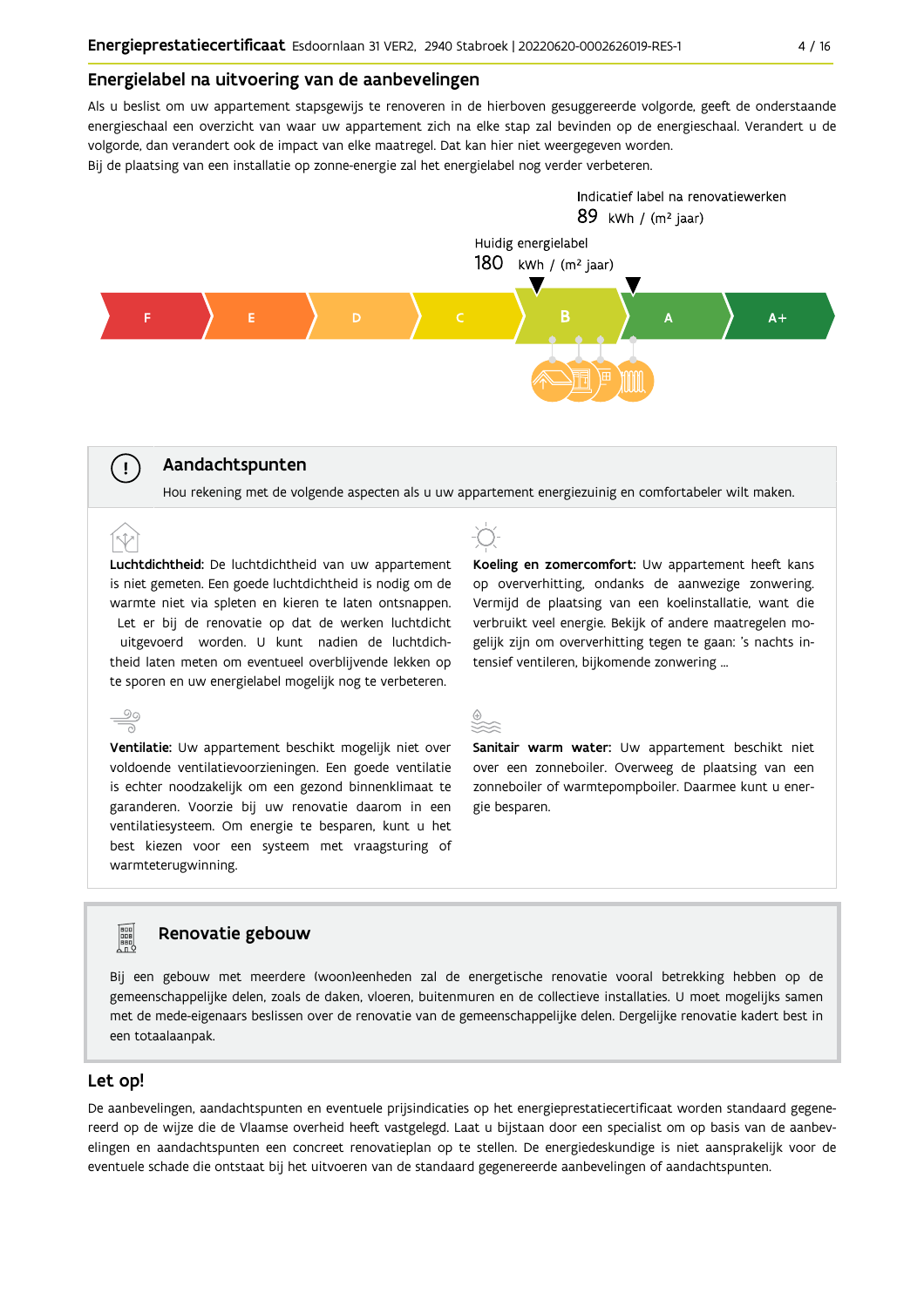## Energielabel na uitvoering van de aanbevelingen

Als u beslist om uw appartement stapsgewijs te renoveren in de hierboven gesuggereerde volgorde, geeft de onderstaande energieschaal een overzicht van waar uw appartement zich na elke stap zal bevinden op de energieschaal. Verandert u de volgorde, dan verandert ook de impact van elke maatregel. Dat kan hier niet weergegeven worden.
Bij de plaatsing van een installatie op zonne-energie zal het energielabel nog verder verbeteren.

Indicatief label na renovatiewerken
89 kWh / (m² jaar)

Huidig energielabel
180 kWh / (m² jaar)

F | E | D | C | B | A | A+

### Aandachtspunten

Hou rekening met de volgende aspecten als u uw appartement energiezuinig en comfortabeler wilt maken.

**Luchtdichtheid:** De luchtdichtheid van uw appartement is niet gemeten. Een goede luchtdichtheid is nodig om de warmte niet via spleten en kieren te laten ontsnappen. Let er bij de renovatie op dat de werken luchtdicht uitgevoerd worden. U kunt nadien de luchtdichtheid laten meten om eventueel overblijvende lekken op te sporen en uw energielabel mogelijk nog te verbeteren.

**Koeling en zomercomfort:** Uw appartement heeft kans op oververhitting, ondanks de aanwezige zonwering. Vermijd de plaatsing van een koelinstallatie, want die verbruikt veel energie. Bekijk of andere maatregelen mogelijk zijn om oververhitting tegen te gaan: 's nachts intensief ventileren, bijkomende zonwering ...

**Ventilatie:** Uw appartement beschikt mogelijk niet over voldoende ventilatievoorzieningen. Een goede ventilatie is echter noodzakelijk om een gezond binnenklimaat te garanderen. Voorzie bij uw renovatie daarom in een ventilatiesysteem. Om energie te besparen, kunt u het best kiezen voor een systeem met vraagsturing of warmteterugwinning.

**Sanitair warm water:** Uw appartement beschikt niet over een zonneboiler. Overweeg de plaatsing van een zonneboiler of warmtepompboiler. Daarmee kunt u energie besparen.

### Renovatie gebouw

Bij een gebouw met meerdere (woon)eenheden zal de energetische renovatie vooral betrekking hebben op de gemeenschappelijke delen, zoals de daken, vloeren, buitenmuren en de collectieve installaties. U moet mogelijks samen met de mede-eigenaars beslissen over de renovatie van de gemeenschappelijke delen. Dergelijke renovatie kadert best in een totaalaanpak.

## Let op!

De aanbevelingen, aandachtspunten en eventuele prijsindicaties op het energieprestatiecertificaat worden standaard gegenereerd op de wijze die de Vlaamse overheid heeft vastgelegd. Laat u bijstaan door een specialist om op basis van de aanbevelingen en aandachtspunten een concreet renovatieplan op te stellen. De energiedeskundige is niet aansprakelijk voor de eventuele schade die ontstaat bij het uitvoeren van de standaard gegenereerde aanbevelingen of aandachtspunten.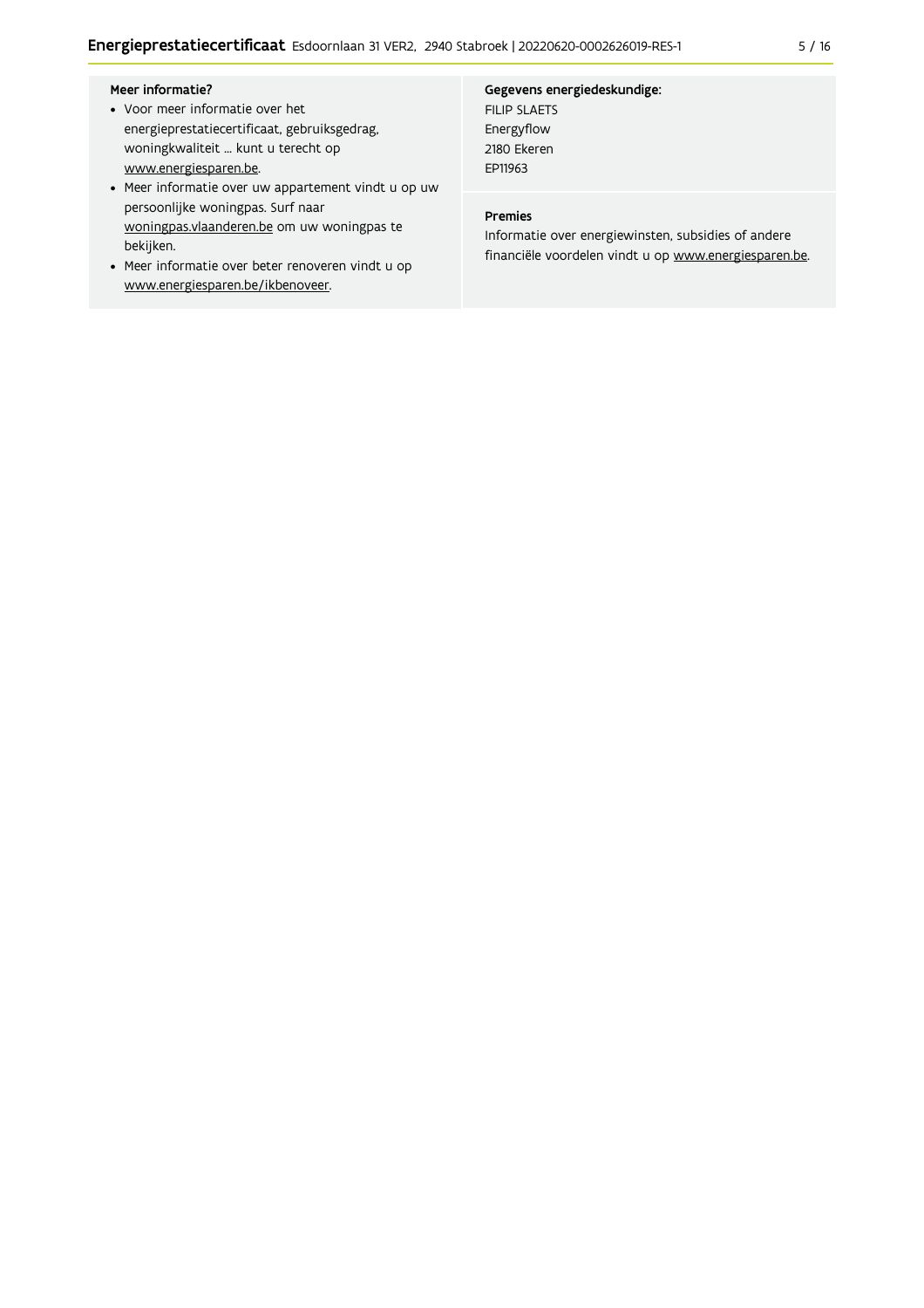**Meer informatie?**

- Voor meer informatie over het energieprestatiecertificaat, gebruiksgedrag, woningkwaliteit ... kunt u terecht op www.energiesparen.be.
- Meer informatie over uw appartement vindt u op uw persoonlijke woningpas. Surf naar woningpas.vlaanderen.be om uw woningpas te bekijken.
- Meer informatie over beter renoveren vindt u op www.energiesparen.be/ikbenoveer.

**Gegevens energiedeskundige:**

FILIP SLAETS
Energyflow
2180 Ekeren
EP11963

**Premies**

Informatie over energiewinsten, subsidies of andere financiële voordelen vindt u op www.energiesparen.be.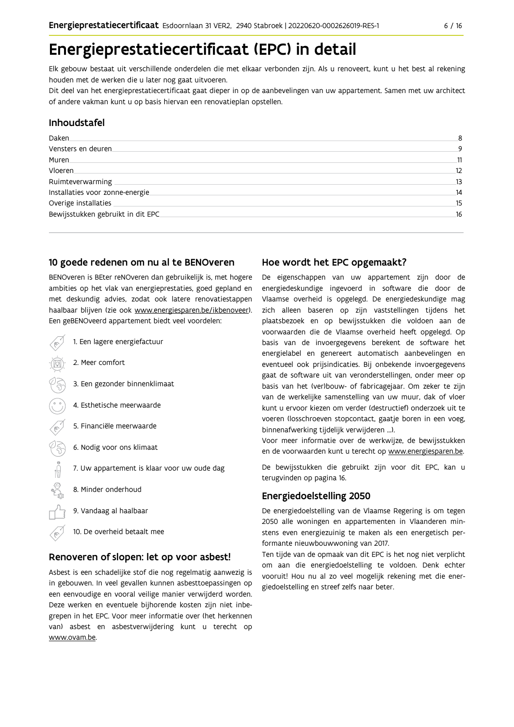# Energieprestatiecertificaat (EPC) in detail

Elk gebouw bestaat uit verschillende onderdelen die met elkaar verbonden zijn. Als u renoveert, kunt u het best al rekening houden met de werken die u later nog gaat uitvoeren.

Dit deel van het energieprestatiecertificaat gaat dieper in op de aanbevelingen van uw appartement. Samen met uw architect of andere vakman kunt u op basis hiervan een renovatieplan opstellen.

## Inhoudstafel

| | |
|---|---|
| Daken | 8 |
| Vensters en deuren | 9 |
| Muren | 11 |
| Vloeren | 12 |
| Ruimteverwarming | 13 |
| Installaties voor zonne-energie | 14 |
| Overige installaties | 15 |
| Bewijsstukken gebruikt in dit EPC | 16 |

## 10 goede redenen om nu al te BENOveren

BENOveren is BEter reNOveren dan gebruikelijk is, met hogere ambities op het vlak van energieprestaties, goed gepland en met deskundig advies, zodat ook latere renovatiestappen haalbaar blijven (zie ook www.energiesparen.be/ikbenoveer). Een geBENOveerd appartement biedt veel voordelen:

1. Een lagere energiefactuur
2. Meer comfort
3. Een gezonder binnenklimaat
4. Esthetische meerwaarde
5. Financiële meerwaarde
6. Nodig voor ons klimaat
7. Uw appartement is klaar voor uw oude dag
8. Minder onderhoud
9. Vandaag al haalbaar
10. De overheid betaalt mee

## Renoveren of slopen: let op voor asbest!

Asbest is een schadelijke stof die nog regelmatig aanwezig is in gebouwen. In veel gevallen kunnen asbesttoepassingen op een eenvoudige en vooral veilige manier verwijderd worden. Deze werken en eventuele bijhorende kosten zijn niet inbegrepen in het EPC. Voor meer informatie over (het herkennen van) asbest en asbestverwijdering kunt u terecht op www.ovam.be.

## Hoe wordt het EPC opgemaakt?

De eigenschappen van uw appartement zijn door de energiedeskundige ingevoerd in software die door de Vlaamse overheid is opgelegd. De energiedeskundige mag zich alleen baseren op zijn vaststellingen tijdens het plaatsbezoek en op bewijsstukken die voldoen aan de voorwaarden die de Vlaamse overheid heeft opgelegd. Op basis van de invoergegevens berekent de software het energielabel en genereert automatisch aanbevelingen en eventueel ook prijsindicaties. Bij onbekende invoergegevens gaat de software uit van veronderstellingen, onder meer op basis van het (ver)bouw- of fabricagejaar. Om zeker te zijn van de werkelijke samenstelling van uw muur, dak of vloer kunt u ervoor kiezen om verder (destructief) onderzoek uit te voeren (losschroeven stopcontact, gaatje boren in een voeg, binnenafwerking tijdelijk verwijderen ...).

Voor meer informatie over de werkwijze, de bewijsstukken en de voorwaarden kunt u terecht op www.energiesparen.be.

De bewijsstukken die gebruikt zijn voor dit EPC, kan u terugvinden op pagina 16.

## Energiedoelstelling 2050

De energiedoelstelling van de Vlaamse Regering is om tegen 2050 alle woningen en appartementen in Vlaanderen minstens even energiezuinig te maken als een energetisch performante nieuwbouwwoning van 2017.

Ten tijde van de opmaak van dit EPC is het nog niet verplicht om aan die energiedoelstelling te voldoen. Denk echter vooruit! Hou nu al zo veel mogelijk rekening met die energiedoelstelling en streef zelfs naar beter.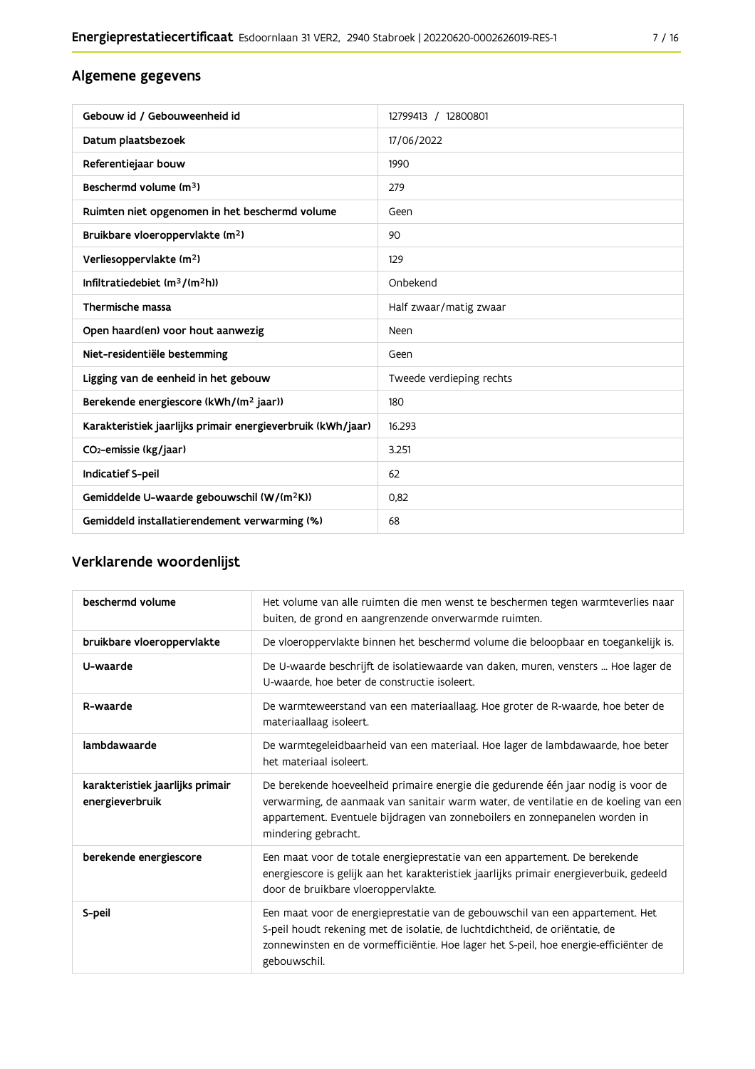## Algemene gegevens

| Gebouw id / Gebouweenheid id | 12799413 / 12800801 |
|---|---|
| Datum plaatsbezoek | 17/06/2022 |
| Referentiejaar bouw | 1990 |
| Beschermd volume ($m^3$) | 279 |
| Ruimten niet opgenomen in het beschermd volume | Geen |
| Bruikbare vloeroppervlakte ($m^2$) | 90 |
| Verliesoppervlakte ($m^2$) | 129 |
| Infiltratiedebiet ($m^3/(m^2h)$) | Onbekend |
| Thermische massa | Half zwaar/matig zwaar |
| Open haard(en) voor hout aanwezig | Neen |
| Niet-residentiële bestemming | Geen |
| Ligging van de eenheid in het gebouw | Tweede verdieping rechts |
| Berekende energiescore (kWh/($m^2$ jaar)) | 180 |
| Karakteristiek jaarlijks primair energieverbruik (kWh/jaar) | 16.293 |
| $CO_2$-emissie (kg/jaar) | 3.251 |
| Indicatief S-peil | 62 |
| Gemiddelde U-waarde gebouwschil (W/($m^2$K)) | 0,82 |
| Gemiddeld installatierendement verwarming (%) | 68 |

## Verklarende woordenlijst

| beschermd volume | Het volume van alle ruimten die men wenst te beschermen tegen warmteverlies naar buiten, de grond en aangrenzende onverwarmde ruimten. |
|---|---|
| bruikbare vloeroppervlakte | De vloeroppervlakte binnen het beschermd volume die beloopbaar en toegankelijk is. |
| U-waarde | De U-waarde beschrijft de isolatiewaarde van daken, muren, vensters ... Hoe lager de U-waarde, hoe beter de constructie isoleert. |
| R-waarde | De warmteweerstand van een materiaallaag. Hoe groter de R-waarde, hoe beter de materiaallaag isoleert. |
| lambdawaarde | De warmtegeleidbaarheid van een materiaal. Hoe lager de lambdawaarde, hoe beter het materiaal isoleert. |
| karakteristiek jaarlijks primair energieverbruik | De berekende hoeveelheid primaire energie die gedurende één jaar nodig is voor de verwarming, de aanmaak van sanitair warm water, de ventilatie en de koeling van een appartement. Eventuele bijdragen van zonneboilers en zonnepanelen worden in mindering gebracht. |
| berekende energiescore | Een maat voor de totale energieprestatie van een appartement. De berekende energiescore is gelijk aan het karakteristiek jaarlijks primair energieverbuik, gedeeld door de bruikbare vloeroppervlakte. |
| S-peil | Een maat voor de energieprestatie van de gebouwschil van een appartement. Het S-peil houdt rekening met de isolatie, de luchtdichtheid, de oriëntatie, de zonnewinsten en de vormefficiëntie. Hoe lager het S-peil, hoe energie-efficiënter de gebouwschil. |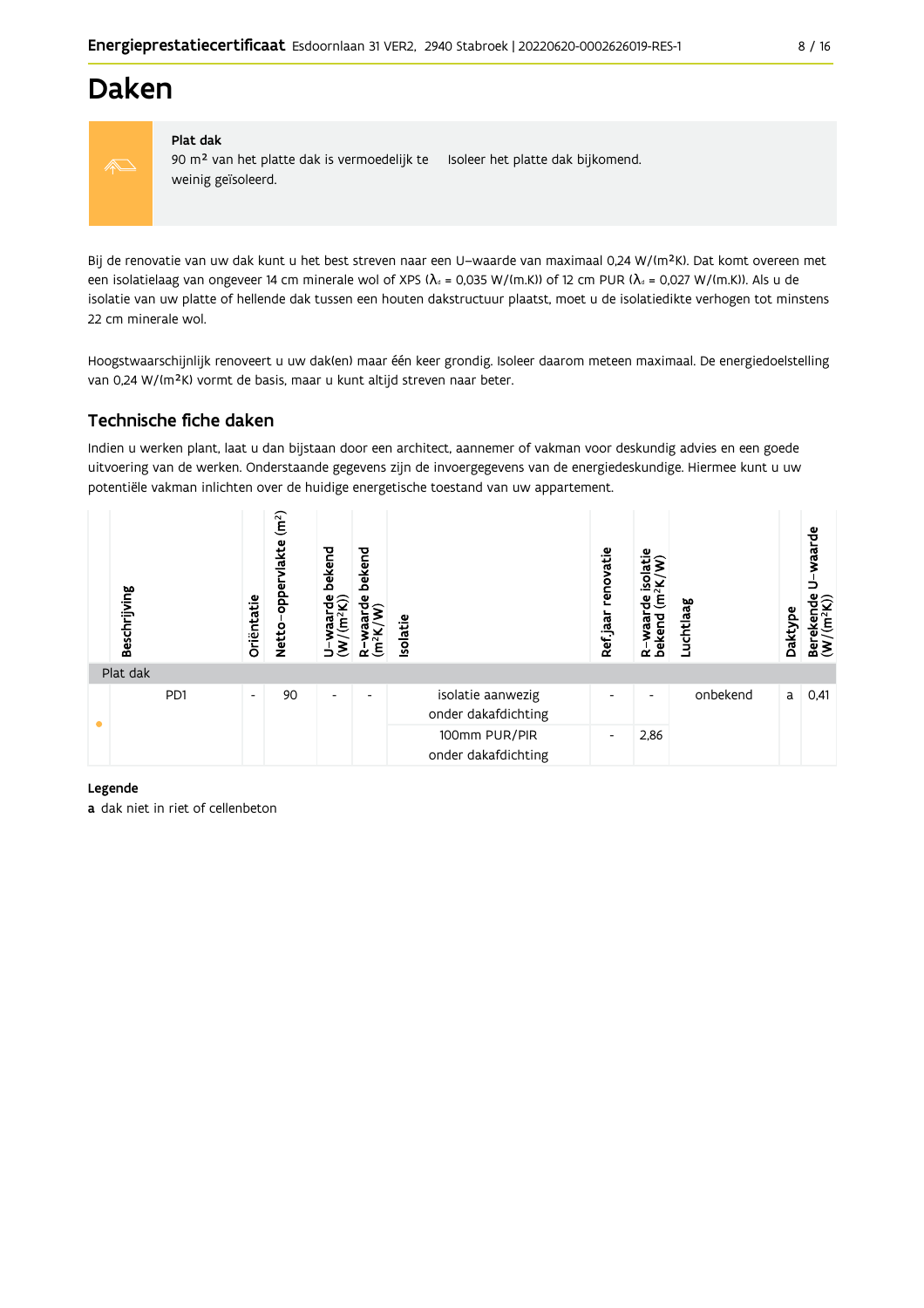# Daken

**Plat dak**

90 m² van het platte dak is vermoedelijk te weinig geïsoleerd.

Isoleer het platte dak bijkomend.

Bij de renovatie van uw dak kunt u het best streven naar een U–waarde van maximaal 0,24 W/(m²K). Dat komt overeen met een isolatielaag van ongeveer 14 cm minerale wol of XPS ($\lambda_d$ = 0,035 W/(m.K)) of 12 cm PUR ($\lambda_d$ = 0,027 W/(m.K)). Als u de isolatie van uw platte of hellende dak tussen een houten dakstructuur plaatst, moet u de isolatiedikte verhogen tot minstens 22 cm minerale wol.

Hoogstwaarschijnlijk renoveert u uw dak(en) maar één keer grondig. Isoleer daarom meteen maximaal. De energiedoelstelling van 0,24 W/(m²K) vormt de basis, maar u kunt altijd streven naar beter.

## Technische fiche daken

Indien u werken plant, laat u dan bijstaan door een architect, aannemer of vakman voor deskundig advies en een goede uitvoering van de werken. Onderstaande gegevens zijn de invoergegevens van de energiedeskundige. Hiermee kunt u uw potentiële vakman inlichten over de huidige energetische toestand van uw appartement.

| | Beschrijving | Oriëntatie | Netto–oppervlakte (m²) | U–waarde bekend (W/(m²K)) | R–waarde bekend (m²K/W) | Isolatie | Ref.jaar renovatie | R–waarde isolatie bekend (m²K/W) | Luchtlaag | Daktype | Berekende U–waarde (W/(m²K)) |
|---|---|---|---|---|---|---|---|---|---|---|---|
| Plat dak | | | | | | | | | | | |
| • | PD1 | - | 90 | - | - | isolatie aanwezig onder dakafdichting | - | - | onbekend | a | 0,41 |
| | | | | | | 100mm PUR/PIR onder dakafdichting | - | 2,86 | | | |

**Legende**

**a** dak niet in riet of cellenbeton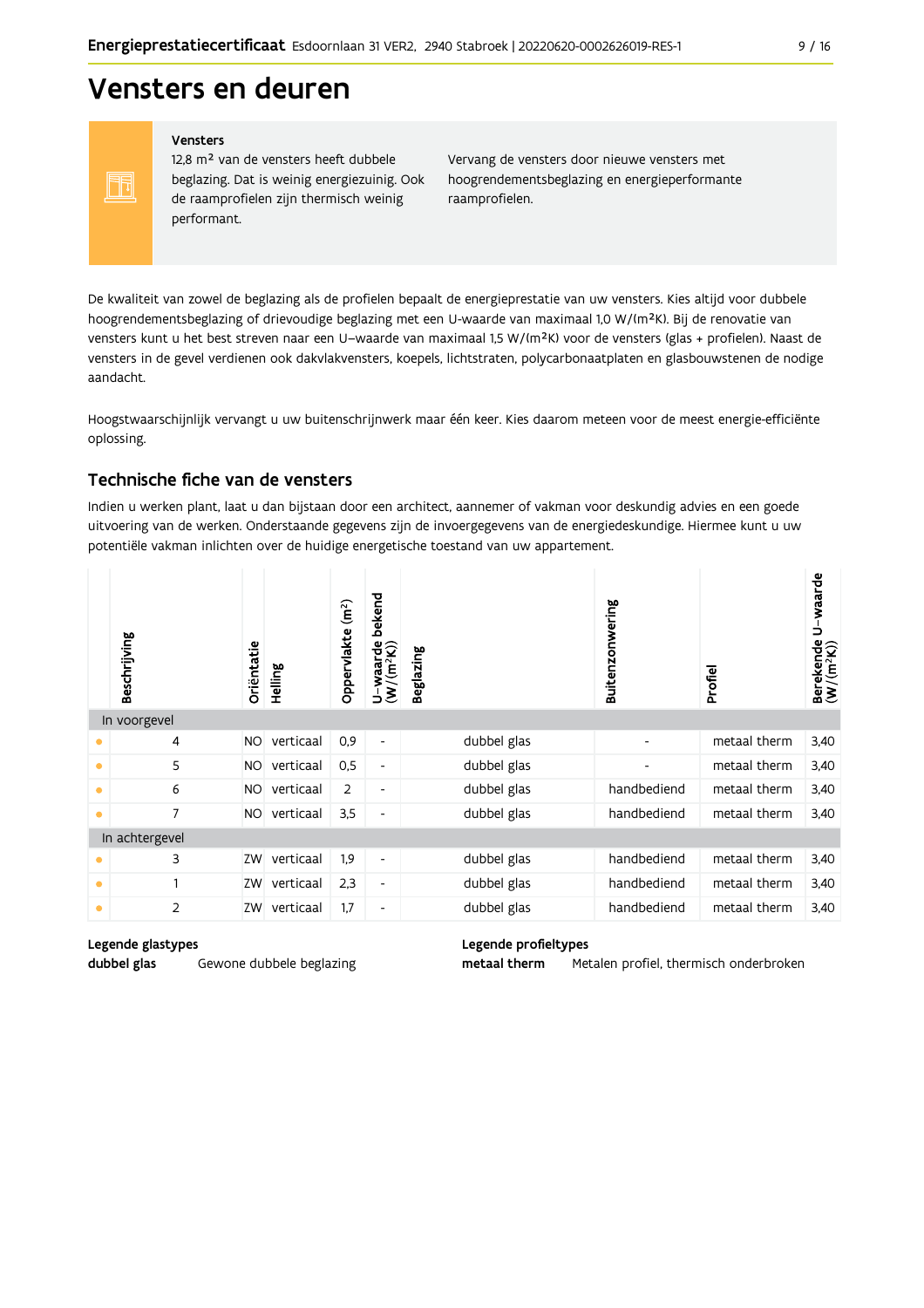# Vensters en deuren

**Vensters**

12,8 m² van de vensters heeft dubbele beglazing. Dat is weinig energiezuinig. Ook de raamprofielen zijn thermisch weinig performant.

Vervang de vensters door nieuwe vensters met hoogrendementsbeglazing en energieperformante raamprofielen.

De kwaliteit van zowel de beglazing als de profielen bepaalt de energieprestatie van uw vensters. Kies altijd voor dubbele hoogrendementsbeglazing of drievoudige beglazing met een U-waarde van maximaal 1,0 W/(m²K). Bij de renovatie van vensters kunt u het best streven naar een U-waarde van maximaal 1,5 W/(m²K) voor de vensters (glas + profielen). Naast de vensters in de gevel verdienen ook dakvlakvensters, koepels, lichtstraten, polycarbonaatplaten en glasbouwstenen de nodige aandacht.

Hoogstwaarschijnlijk vervangt u uw buitenschrijnwerk maar één keer. Kies daarom meteen voor de meest energie-efficiënte oplossing.

## Technische fiche van de vensters

Indien u werken plant, laat u dan bijstaan door een architect, aannemer of vakman voor deskundig advies en een goede uitvoering van de werken. Onderstaande gegevens zijn de invoergegevens van de energiedeskundige. Hiermee kunt u uw potentiële vakman inlichten over de huidige energetische toestand van uw appartement.

| | Beschrijving | Oriëntatie | Helling | Oppervlakte (m²) | U-waarde bekend (W/(m²K)) | Beglazing | Buitenzonwering | Profiel | Berekende U-waarde (W/(m²K)) |
|---|---|---|---|---|---|---|---|---|---|
| In voorgevel | | | | | | | | | |
| • | 4 | NO | verticaal | 0,9 | - | dubbel glas | - | metaal therm | 3,40 |
| • | 5 | NO | verticaal | 0,5 | - | dubbel glas | - | metaal therm | 3,40 |
| • | 6 | NO | verticaal | 2 | - | dubbel glas | handbediend | metaal therm | 3,40 |
| • | 7 | NO | verticaal | 3,5 | - | dubbel glas | handbediend | metaal therm | 3,40 |
| In achtergevel | | | | | | | | | |
| • | 3 | ZW | verticaal | 1,9 | - | dubbel glas | handbediend | metaal therm | 3,40 |
| • | 1 | ZW | verticaal | 2,3 | - | dubbel glas | handbediend | metaal therm | 3,40 |
| • | 2 | ZW | verticaal | 1,7 | - | dubbel glas | handbediend | metaal therm | 3,40 |

**Legende glastypes**

**dubbel glas** Gewone dubbele beglazing

**Legende profieltypes**

**metaal therm** Metalen profiel, thermisch onderbroken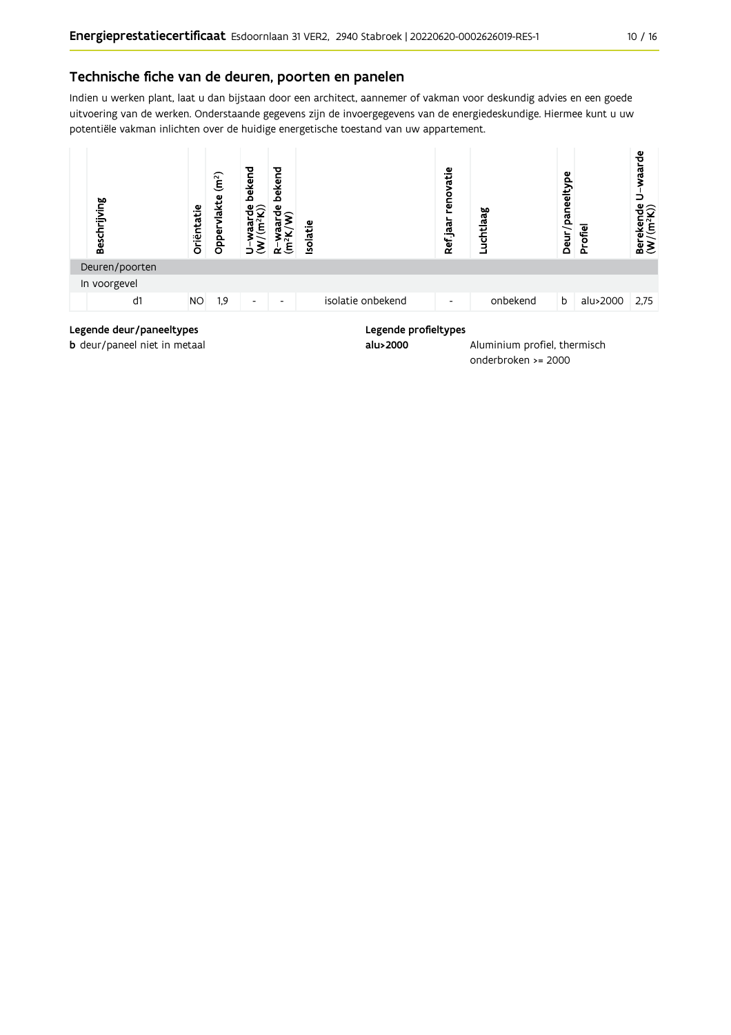## Technische fiche van de deuren, poorten en panelen

Indien u werken plant, laat u dan bijstaan door een architect, aannemer of vakman voor deskundig advies en een goede uitvoering van de werken. Onderstaande gegevens zijn de invoergegevens van de energiedeskundige. Hiermee kunt u uw potentiële vakman inlichten over de huidige energetische toestand van uw appartement.

| Beschrijving | Oriëntatie | Oppervlakte (m²) | U-waarde bekend (W/(m²K)) | R-waarde bekend (m²K/W) | Isolatie | Ref.jaar renovatie | Luchtlaag | Deur/paneeltype | Profiel | Berekende U-waarde (W/(m²K)) |
|---|---|---|---|---|---|---|---|---|---|---|
| Deuren/poorten | | | | | | | | | | |
| In voorgevel | | | | | | | | | | |
| d1 | NO | 1,9 | - | - | isolatie onbekend | - | onbekend | b | alu>2000 | 2,75 |

**Legende deur/paneeltypes**

**b** deur/paneel niet in metaal

**Legende profieltypes**

**alu>2000** Aluminium profiel, thermisch onderbroken >= 2000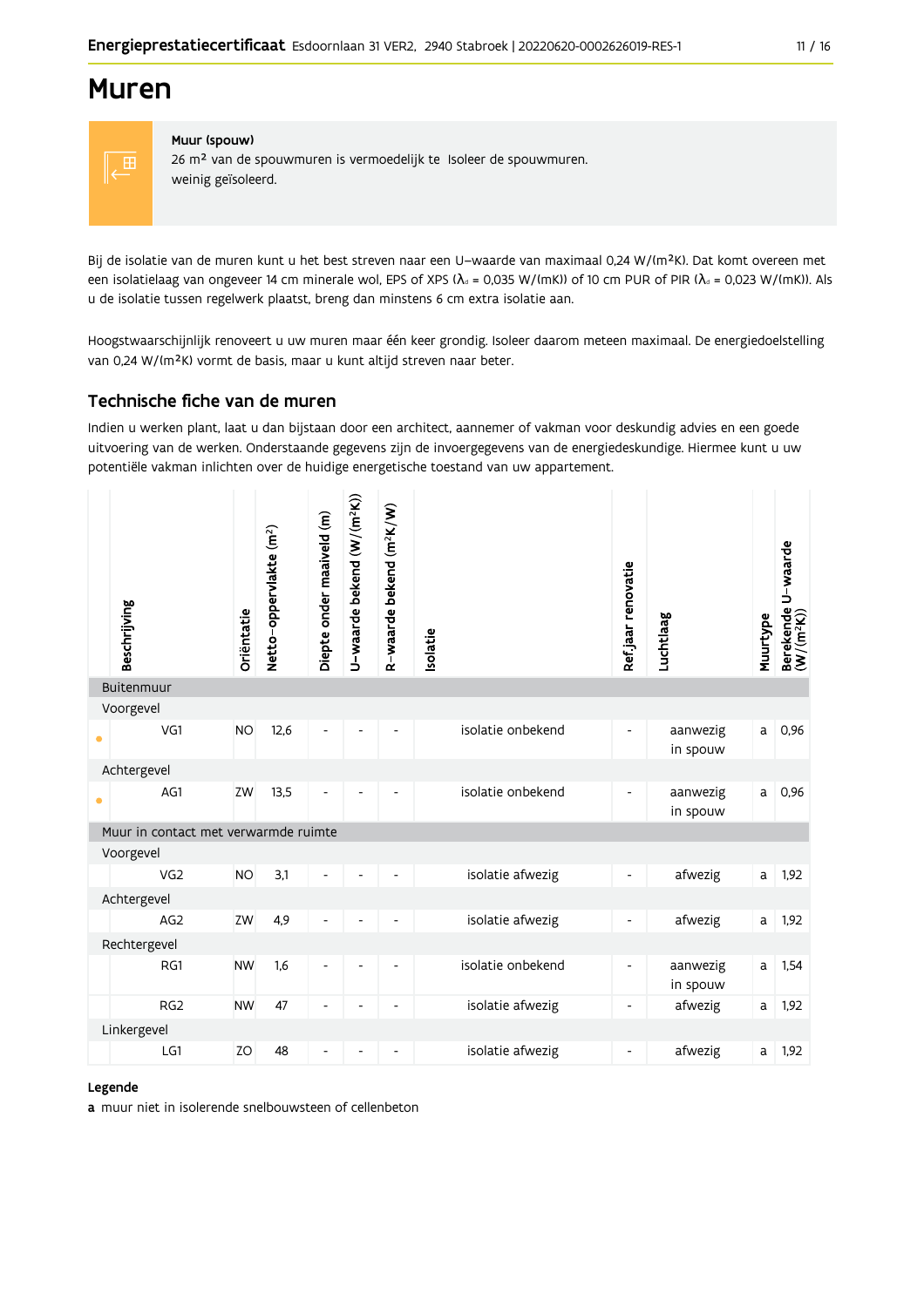# Muren

**Muur (spouw)**
26 m² van de spouwmuren is vermoedelijk te weinig geïsoleerd.

Isoleer de spouwmuren.

Bij de isolatie van de muren kunt u het best streven naar een U–waarde van maximaal 0,24 W/(m²K). Dat komt overeen met een isolatielaag van ongeveer 14 cm minerale wol, EPS of XPS ($\lambda_d$ = 0,035 W/(mK)) of 10 cm PUR of PIR ($\lambda_d$ = 0,023 W/(mK)). Als u de isolatie tussen regelwerk plaatst, breng dan minstens 6 cm extra isolatie aan.

Hoogstwaarschijnlijk renoveert u uw muren maar één keer grondig. Isoleer daarom meteen maximaal. De energiedoelstelling van 0,24 W/(m²K) vormt de basis, maar u kunt altijd streven naar beter.

## Technische fiche van de muren

Indien u werken plant, laat u dan bijstaan door een architect, aannemer of vakman voor deskundig advies en een goede uitvoering van de werken. Onderstaande gegevens zijn de invoergegevens van de energiedeskundige. Hiermee kunt u uw potentiële vakman inlichten over de huidige energetische toestand van uw appartement.

| | Beschrijving | Oriëntatie | Netto-oppervlakte (m²) | Diepte onder maaiveld (m) | U-waarde bekend (W/(m²K)) | R-waarde bekend (m²K/W) | Isolatie | Ref.jaar renovatie | Luchtlaag | Muurtype | Berekende U-waarde (W/(m²K)) |
|---|---|---|---|---|---|---|---|---|---|---|---|
| **Buitenmuur** | | | | | | | | | | | |
| Voorgevel | | | | | | | | | | | |
| • | VG1 | NO | 12,6 | - | - | - | isolatie onbekend | - | aanwezig in spouw | a | 0,96 |
| Achtergevel | | | | | | | | | | | |
| • | AG1 | ZW | 13,5 | - | - | - | isolatie onbekend | - | aanwezig in spouw | a | 0,96 |
| **Muur in contact met verwarmde ruimte** | | | | | | | | | | | |
| Voorgevel | | | | | | | | | | | |
| | VG2 | NO | 3,1 | - | - | - | isolatie afwezig | - | afwezig | a | 1,92 |
| Achtergevel | | | | | | | | | | | |
| | AG2 | ZW | 4,9 | - | - | - | isolatie afwezig | - | afwezig | a | 1,92 |
| Rechtergevel | | | | | | | | | | | |
| | RG1 | NW | 1,6 | - | - | - | isolatie onbekend | - | aanwezig in spouw | a | 1,54 |
| | RG2 | NW | 47 | - | - | - | isolatie afwezig | - | afwezig | a | 1,92 |
| Linkergevel | | | | | | | | | | | |
| | LG1 | ZO | 48 | - | - | - | isolatie afwezig | - | afwezig | a | 1,92 |

**Legende**

**a** muur niet in isolerende snelbouwsteen of cellenbeton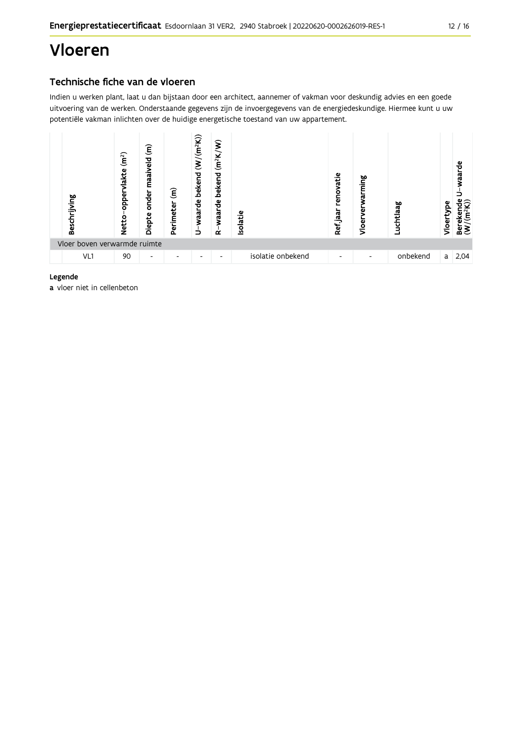# Vloeren

## Technische fiche van de vloeren

Indien u werken plant, laat u dan bijstaan door een architect, aannemer of vakman voor deskundig advies en een goede uitvoering van de werken. Onderstaande gegevens zijn de invoergegevens van de energiedeskundige. Hiermee kunt u uw potentiële vakman inlichten over de huidige energetische toestand van uw appartement.

| Beschrijving | Netto-oppervlakte ($m^2$) | Diepte onder maaiveld (m) | Perimeter (m) | U-waarde bekend (W/($m^2$K)) | R-waarde bekend ($m^2$K/W) | Isolatie | Ref.jaar renovatie | Vloerverwarming | Luchtlaag | Vloertype | Berekende U-waarde (W/($m^2$K)) |
|---|---|---|---|---|---|---|---|---|---|---|---|
| Vloer boven verwarmde ruimte | | | | | | | | | | | |
| VL1 | 90 | - | - | - | - | isolatie onbekend | - | - | onbekend | a | 2,04 |

**Legende**

**a** vloer niet in cellenbeton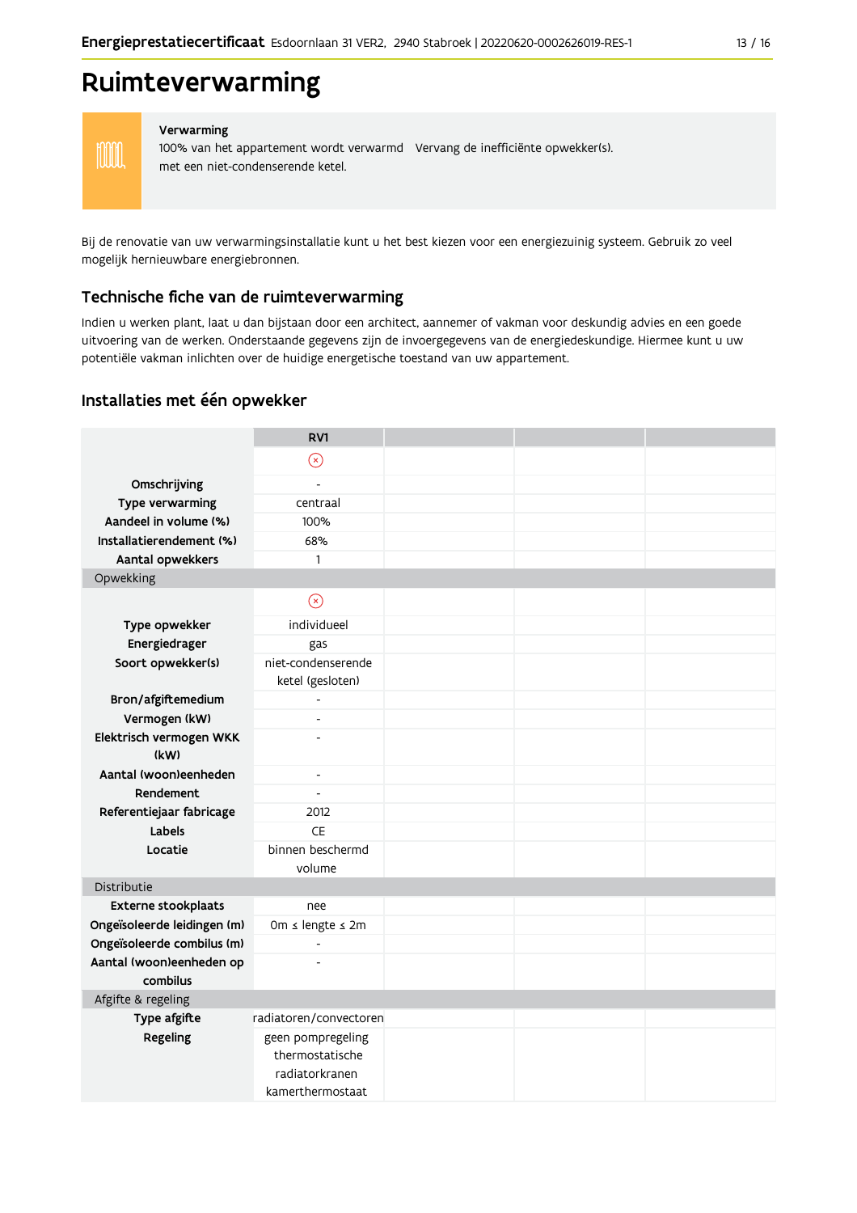# Ruimteverwarming

**Verwarming**
100% van het appartement wordt verwarmd met een niet-condenserende ketel.

Vervang de inefficiënte opwekker(s).

Bij de renovatie van uw verwarmingsinstallatie kunt u het best kiezen voor een energiezuinig systeem. Gebruik zo veel mogelijk hernieuwbare energiebronnen.

## Technische fiche van de ruimteverwarming

Indien u werken plant, laat u dan bijstaan door een architect, aannemer of vakman voor deskundig advies en een goede uitvoering van de werken. Onderstaande gegevens zijn de invoergegevens van de energiedeskundige. Hiermee kunt u uw potentiële vakman inlichten over de huidige energetische toestand van uw appartement.

### Installaties met één opwekker

| | RV1 | | | |
|---|---|---|---|---|
| | ⊗ | | | |
| **Omschrijving** | - | | | |
| **Type verwarming** | centraal | | | |
| **Aandeel in volume (%)** | 100% | | | |
| **Installatierendement (%)** | 68% | | | |
| **Aantal opwekkers** | 1 | | | |
| Opwekking | | | | |
| | ⊗ | | | |
| **Type opwekker** | individueel | | | |
| **Energiedrager** | gas | | | |
| **Soort opwekker(s)** | niet-condenserende ketel (gesloten) | | | |
| **Bron/afgiftemedium** | - | | | |
| **Vermogen (kW)** | - | | | |
| **Elektrisch vermogen WKK (kW)** | - | | | |
| **Aantal (woon)eenheden** | - | | | |
| **Rendement** | - | | | |
| **Referentiejaar fabricage** | 2012 | | | |
| **Labels** | CE | | | |
| **Locatie** | binnen beschermd volume | | | |
| Distributie | | | | |
| **Externe stookplaats** | nee | | | |
| **Ongeïsoleerde leidingen (m)** | 0m ≤ lengte ≤ 2m | | | |
| **Ongeïsoleerde combilus (m)** | - | | | |
| **Aantal (woon)eenheden op combilus** | - | | | |
| Afgifte & regeling | | | | |
| **Type afgifte** | radiatoren/convectoren | | | |
| **Regeling** | geen pompregeling<br>thermostatische radiatorkranen<br>kamerthermostaat | | | |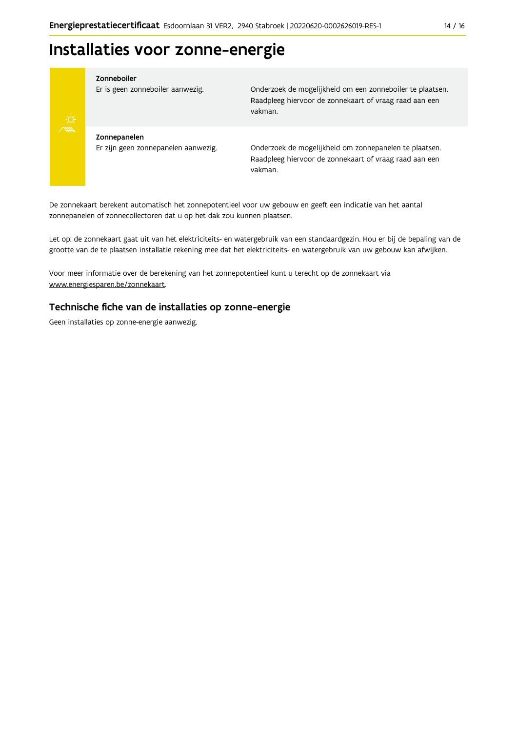# Installaties voor zonne-energie

| | |
|---|---|
| **Zonneboiler**<br>Er is geen zonneboiler aanwezig. | Onderzoek de mogelijkheid om een zonneboiler te plaatsen. Raadpleeg hiervoor de zonnekaart of vraag raad aan een vakman. |
| **Zonnepanelen**<br>Er zijn geen zonnepanelen aanwezig. | Onderzoek de mogelijkheid om zonnepanelen te plaatsen. Raadpleeg hiervoor de zonnekaart of vraag raad aan een vakman. |

De zonnekaart berekent automatisch het zonnepotentieel voor uw gebouw en geeft een indicatie van het aantal zonnepanelen of zonnecollectoren dat u op het dak zou kunnen plaatsen.

Let op: de zonnekaart gaat uit van het elektriciteits- en watergebruik van een standaardgezin. Hou er bij de bepaling van de grootte van de te plaatsen installatie rekening mee dat het elektriciteits- en watergebruik van uw gebouw kan afwijken.

Voor meer informatie over de berekening van het zonnepotentieel kunt u terecht op de zonnekaart via www.energiesparen.be/zonnekaart.

## Technische fiche van de installaties op zonne-energie

Geen installaties op zonne-energie aanwezig.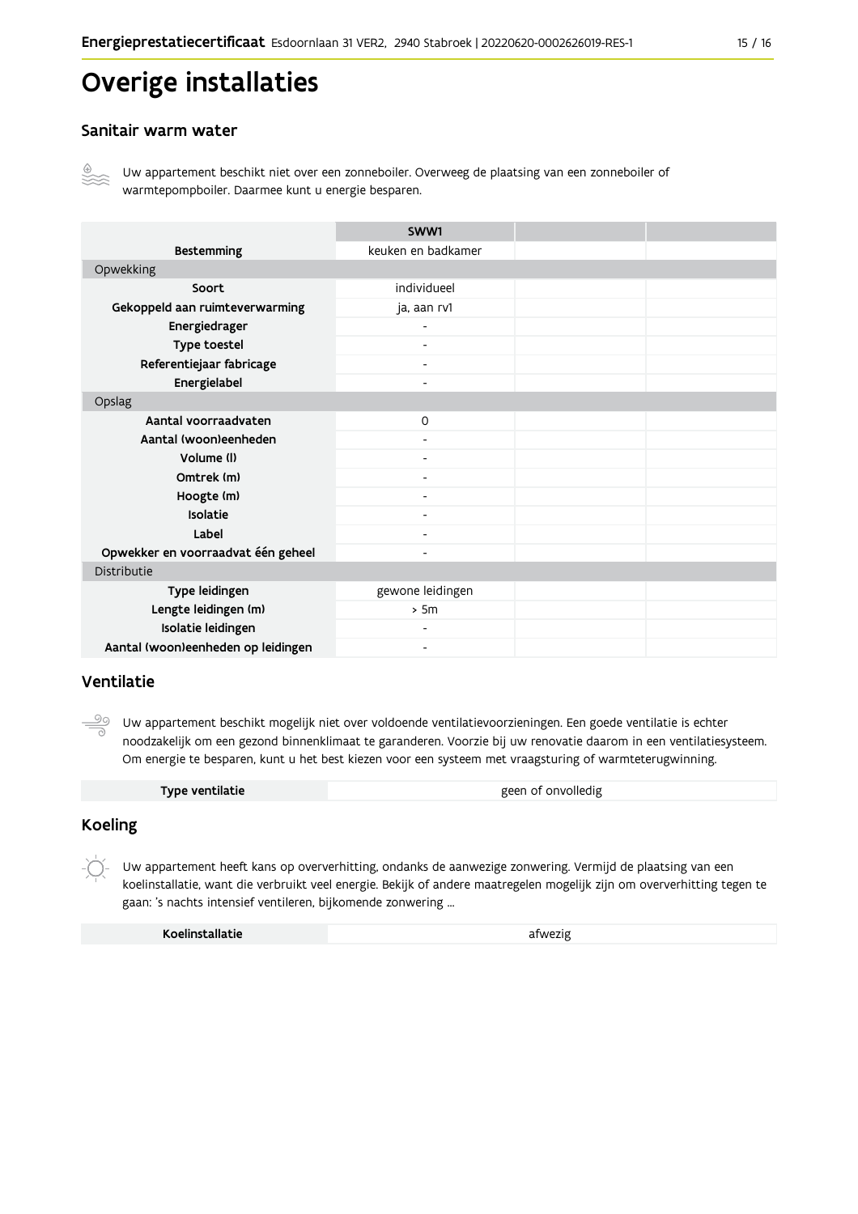# Overige installaties

## Sanitair warm water

Uw appartement beschikt niet over een zonneboiler. Overweeg de plaatsing van een zonneboiler of warmtepompboiler. Daarmee kunt u energie besparen.

| | SWW1 | | |
|---|---|---|---|
| **Bestemming** | keuken en badkamer | | |
| Opwekking | | | |
| **Soort** | individueel | | |
| **Gekoppeld aan ruimteverwarming** | ja, aan rv1 | | |
| **Energiedrager** | - | | |
| **Type toestel** | - | | |
| **Referentiejaar fabricage** | - | | |
| **Energielabel** | - | | |
| Opslag | | | |
| **Aantal voorraadvaten** | 0 | | |
| **Aantal (woon)eenheden** | - | | |
| **Volume (l)** | - | | |
| **Omtrek (m)** | - | | |
| **Hoogte (m)** | - | | |
| **Isolatie** | - | | |
| **Label** | - | | |
| **Opwekker en voorraadvat één geheel** | - | | |
| Distributie | | | |
| **Type leidingen** | gewone leidingen | | |
| **Lengte leidingen (m)** | > 5m | | |
| **Isolatie leidingen** | - | | |
| **Aantal (woon)eenheden op leidingen** | - | | |

## Ventilatie

Uw appartement beschikt mogelijk niet over voldoende ventilatievoorzieningen. Een goede ventilatie is echter noodzakelijk om een gezond binnenklimaat te garanderen. Voorzie bij uw renovatie daarom in een ventilatiesysteem. Om energie te besparen, kunt u het best kiezen voor een systeem met vraagsturing of warmteterugwinning.

| **Type ventilatie** | geen of onvolledig |
|---|---|

## Koeling

Uw appartement heeft kans op oververhitting, ondanks de aanwezige zonwering. Vermijd de plaatsing van een koelinstallatie, want die verbruikt veel energie. Bekijk of andere maatregelen mogelijk zijn om oververhitting tegen te gaan: 's nachts intensief ventileren, bijkomende zonwering ...

| **Koelinstallatie** | afwezig |
|---|---|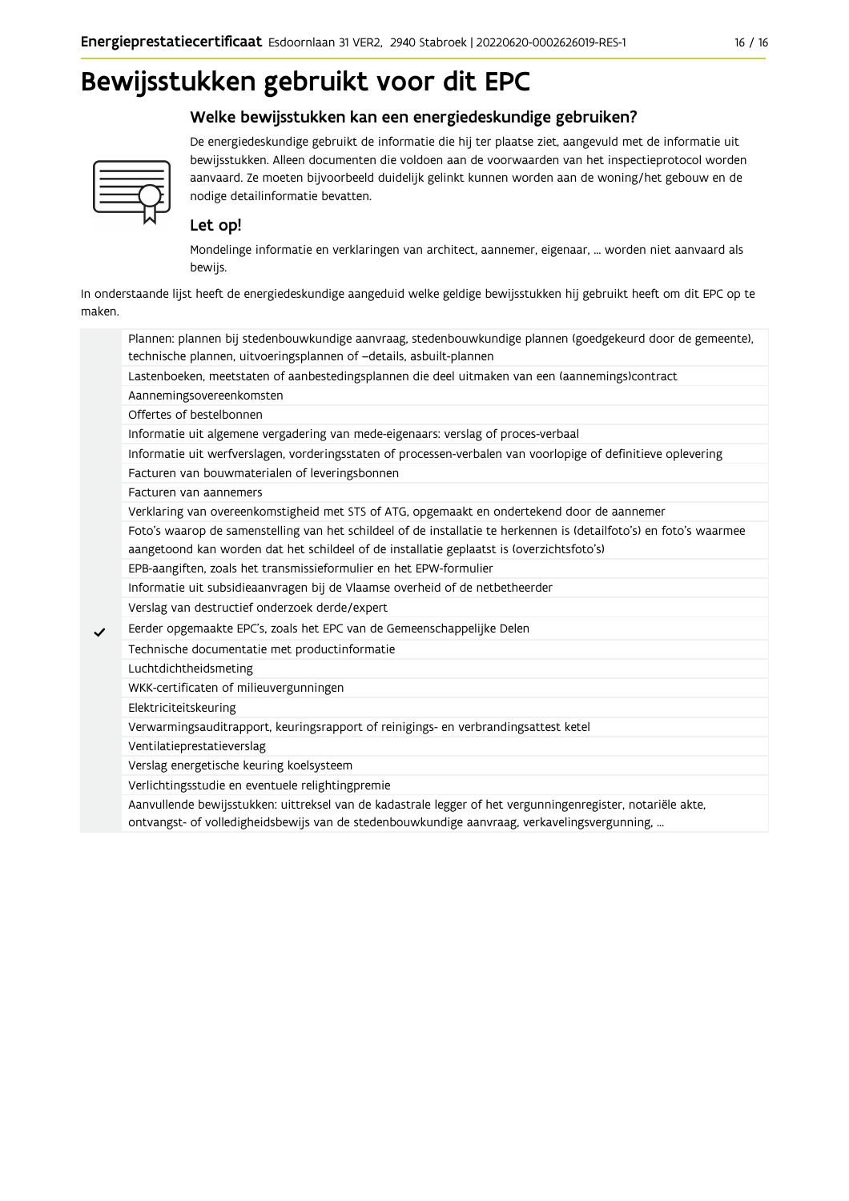# Bewijsstukken gebruikt voor dit EPC

## Welke bewijsstukken kan een energiedeskundige gebruiken?

De energiedeskundige gebruikt de informatie die hij ter plaatse ziet, aangevuld met de informatie uit bewijsstukken. Alleen documenten die voldoen aan de voorwaarden van het inspectieprotocol worden aanvaard. Ze moeten bijvoorbeeld duidelijk gelinkt kunnen worden aan de woning/het gebouw en de nodige detailinformatie bevatten.

### Let op!

Mondelinge informatie en verklaringen van architect, aannemer, eigenaar, ... worden niet aanvaard als bewijs.

In onderstaande lijst heeft de energiedeskundige aangeduid welke geldige bewijsstukken hij gebruikt heeft om dit EPC op te maken.

| | |
|---|---|
| | Plannen: plannen bij stedenbouwkundige aanvraag, stedenbouwkundige plannen (goedgekeurd door de gemeente), technische plannen, uitvoeringsplannen of –details, asbuilt-plannen |
| | Lastenboeken, meetstaten of aanbestedingsplannen die deel uitmaken van een (aannemings)contract |
| | Aannemingsovereenkomsten |
| | Offertes of bestelbonnen |
| | Informatie uit algemene vergadering van mede-eigenaars: verslag of proces-verbaal |
| | Informatie uit werfverslagen, vorderingsstaten of processen-verbalen van voorlopige of definitieve oplevering |
| | Facturen van bouwmaterialen of leveringsbonnen |
| | Facturen van aannemers |
| | Verklaring van overeenkomstigheid met STS of ATG, opgemaakt en ondertekend door de aannemer |
| | Foto's waarop de samenstelling van het schildeel of de installatie te herkennen is (detailfoto's) en foto's waarmee aangetoond kan worden dat het schildeel of de installatie geplaatst is (overzichtsfoto's) |
| | EPB-aangiften, zoals het transmissieformulier en het EPW-formulier |
| | Informatie uit subsidieaanvragen bij de Vlaamse overheid of de netbetheerder |
| | Verslag van destructief onderzoek derde/expert |
| ✓ | Eerder opgemaakte EPC's, zoals het EPC van de Gemeenschappelijke Delen |
| | Technische documentatie met productinformatie |
| | Luchtdichtheidsmeting |
| | WKK-certificaten of milieuvergunningen |
| | Elektriciteitskeuring |
| | Verwarmingsauditrapport, keuringsrapport of reinigings- en verbrandingsattest ketel |
| | Ventilatieprestatieverslag |
| | Verslag energetische keuring koelsysteem |
| | Verlichtingsstudie en eventuele relightingpremie |
| | Aanvullende bewijsstukken: uittreksel van de kadastrale legger of het vergunningenregister, notariële akte, ontvangst- of volledigheidsbewijs van de stedenbouwkundige aanvraag, verkavelingsvergunning, ... |